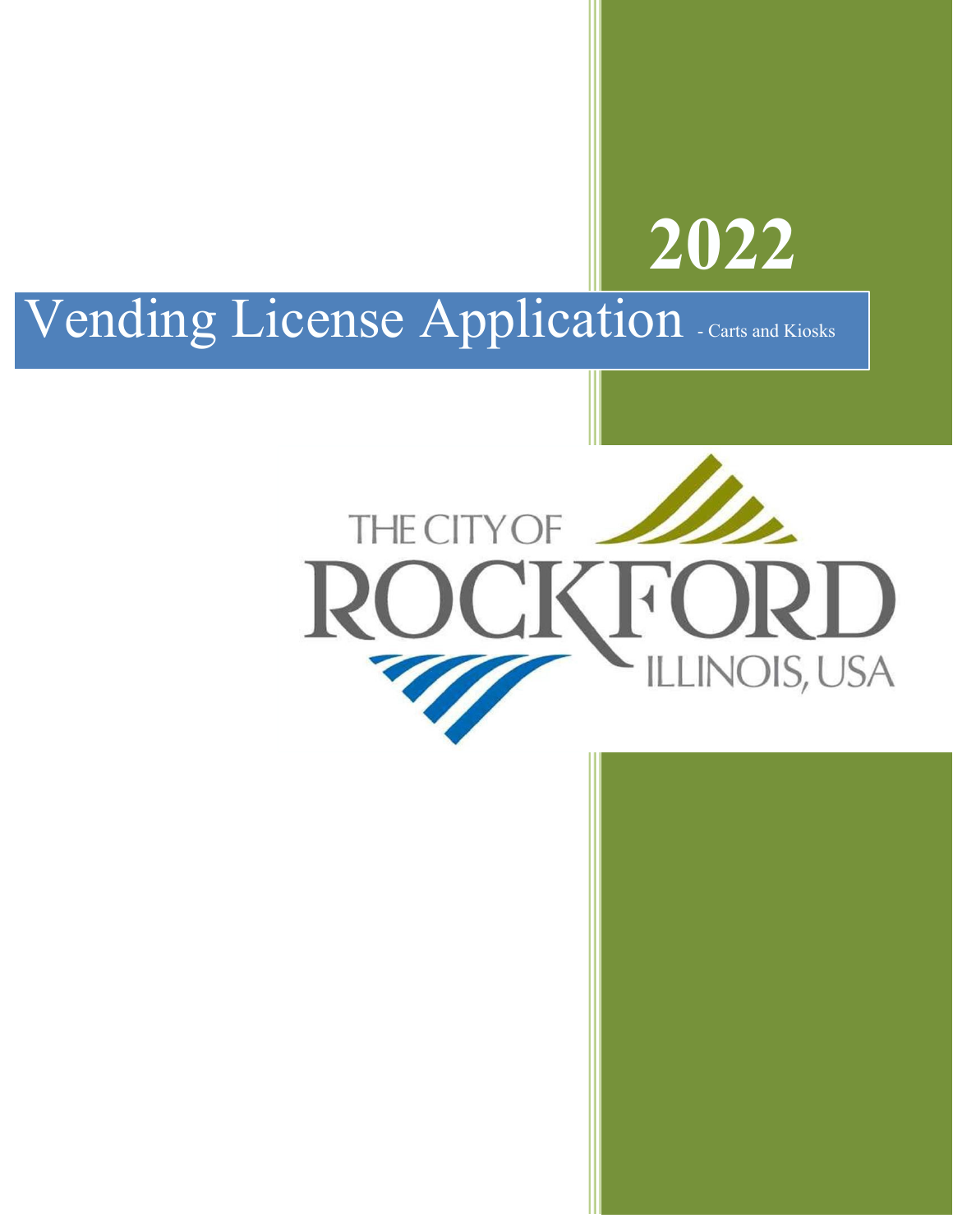# 2022

# Vending License Application - Carts and Kiosks

THE CITY OF ROCKFORD ILLINOIS, USA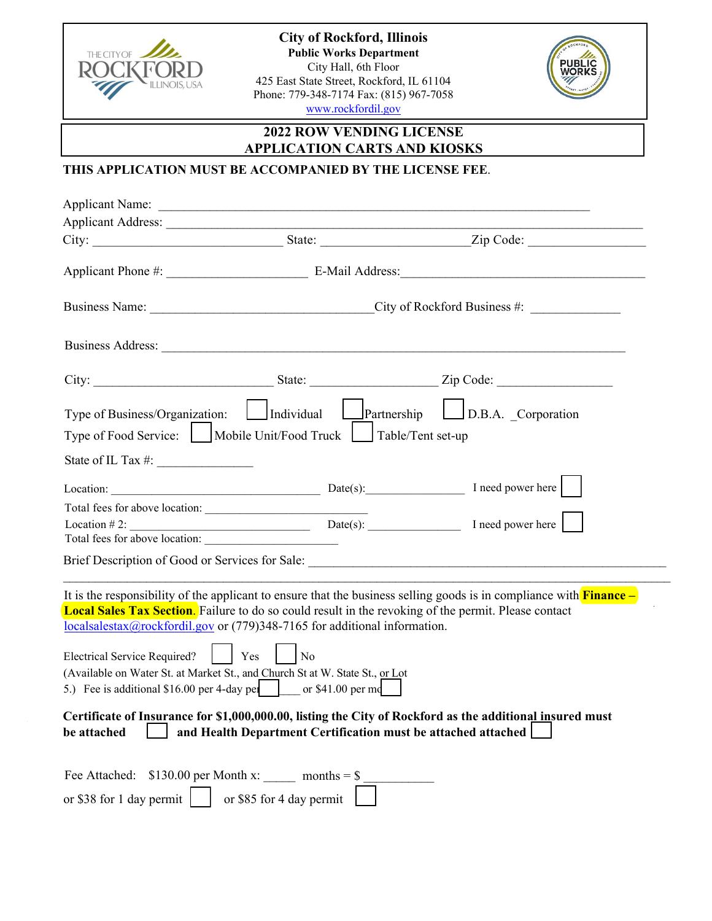**City of Rockford, Illinois**
**Public Works Department**
City Hall, 6th Floor
425 East State Street, Rockford, IL 61104
Phone: 779-348-7174 Fax: (815) 967-7058
www.rockfordil.gov

## 2022 ROW VENDING LICENSE APPLICATION CARTS AND KIOSKS

**THIS APPLICATION MUST BE ACCOMPANIED BY THE LICENSE FEE.**

Applicant Name: ____________________________________________

Applicant Address: ____________________________________________

City: ______________________ State: ____________________ Zip Code: ________________

Applicant Phone #: ____________________ E-Mail Address: ________________________________

Business Name: ______________________________ City of Rockford Business #: ____________

Business Address: ____________________________________________

City: ______________________ State: ____________________ Zip Code: ________________

Type of Business/Organization: ☐ Individual ☐ Partnership ☐ D.B.A. _Corporation

Type of Food Service: ☐ Mobile Unit/Food Truck ☐ Table/Tent set-up

State of IL Tax #: ______________

Location: ______________________________ Date(s): ______________ I need power here ☐

Total fees for above location: ________________________

Location # 2: ______________________________ Date(s): ______________ I need power here ☐

Total fees for above location: ____________________

Brief Description of Good or Services for Sale: ____________________________________________

It is the responsibility of the applicant to ensure that the business selling goods is in compliance with **Finance – Local Sales Tax Section**. Failure to do so could result in the revoking of the permit. Please contact localsalestax@rockfordil.gov or (779)348-7165 for additional information.

Electrical Service Required? ☐ Yes ☐ No
(Available on Water St. at Market St., and Church St at W. State St., or Lot 5.) Fee is additional $16.00 per 4-day per☐___ or $41.00 per mo☐

**Certificate of Insurance for $1,000,000.00, listing the City of Rockford as the additional insured must be attached ☐ and Health Department Certification must be attached attached ☐**

Fee Attached: $130.00 per Month x: _____ months = $ ___________

or $38 for 1 day permit ☐ or $85 for 4 day permit ☐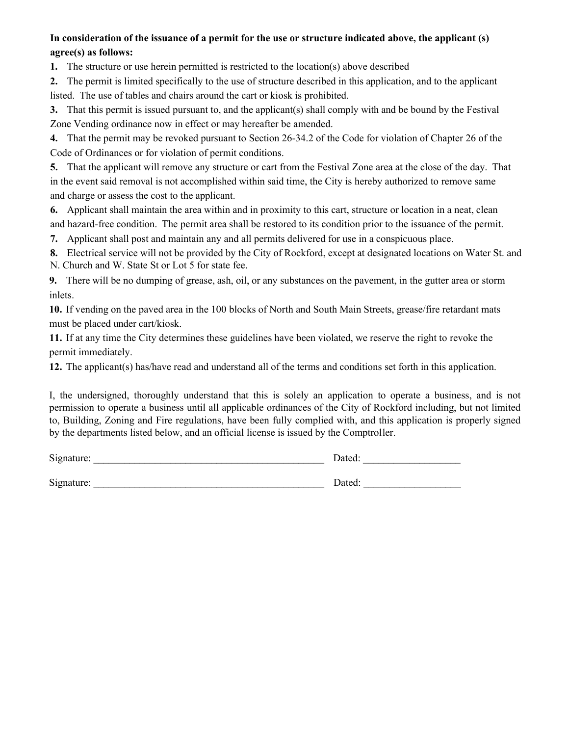**In consideration of the issuance of a permit for the use or structure indicated above, the applicant (s) agree(s) as follows:**

**1.** The structure or use herein permitted is restricted to the location(s) above described

**2.** The permit is limited specifically to the use of structure described in this application, and to the applicant listed. The use of tables and chairs around the cart or kiosk is prohibited.

**3.** That this permit is issued pursuant to, and the applicant(s) shall comply with and be bound by the Festival Zone Vending ordinance now in effect or may hereafter be amended.

**4.** That the permit may be revoked pursuant to Section 26-34.2 of the Code for violation of Chapter 26 of the Code of Ordinances or for violation of permit conditions.

**5.** That the applicant will remove any structure or cart from the Festival Zone area at the close of the day. That in the event said removal is not accomplished within said time, the City is hereby authorized to remove same and charge or assess the cost to the applicant.

**6.** Applicant shall maintain the area within and in proximity to this cart, structure or location in a neat, clean and hazard-free condition. The permit area shall be restored to its condition prior to the issuance of the permit.

**7.** Applicant shall post and maintain any and all permits delivered for use in a conspicuous place.

**8.** Electrical service will not be provided by the City of Rockford, except at designated locations on Water St. and N. Church and W. State St or Lot 5 for state fee.

**9.** There will be no dumping of grease, ash, oil, or any substances on the pavement, in the gutter area or storm inlets.

**10.** If vending on the paved area in the 100 blocks of North and South Main Streets, grease/fire retardant mats must be placed under cart/kiosk.

**11.** If at any time the City determines these guidelines have been violated, we reserve the right to revoke the permit immediately.

**12.** The applicant(s) has/have read and understand all of the terms and conditions set forth in this application.

I, the undersigned, thoroughly understand that this is solely an application to operate a business, and is not permission to operate a business until all applicable ordinances of the City of Rockford including, but not limited to, Building, Zoning and Fire regulations, have been fully complied with, and this application is properly signed by the departments listed below, and an official license is issued by the Comptroller.

Signature: _______________________________________________ Dated: ___________________

Signature: _______________________________________________ Dated: ___________________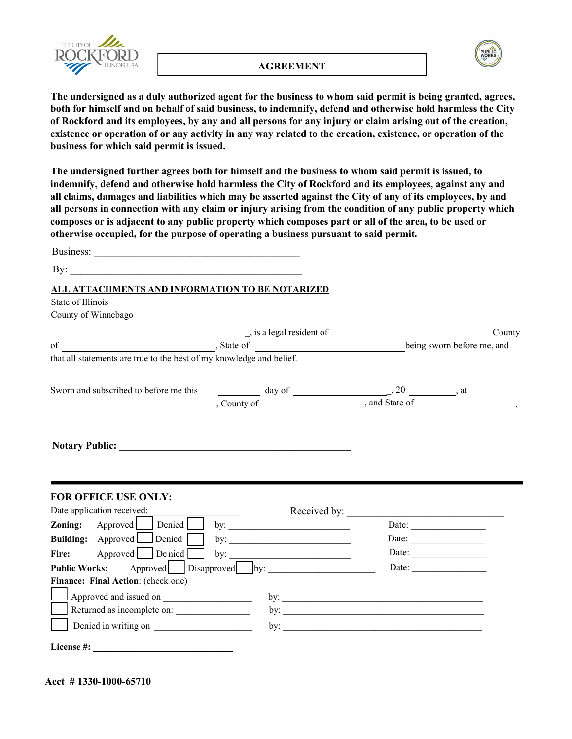# AGREEMENT

**The undersigned as a duly authorized agent for the business to whom said permit is being granted, agrees, both for himself and on behalf of said business, to indemnify, defend and otherwise hold harmless the City of Rockford and its employees, by any and all persons for any injury or claim arising out of the creation, existence or operation of or any activity in any way related to the creation, existence, or operation of the business for which said permit is issued.**

**The undersigned further agrees both for himself and the business to whom said permit is issued, to indemnify, defend and otherwise hold harmless the City of Rockford and its employees, against any and all claims, damages and liabilities which may be asserted against the City of any of its employees, by and all persons in connection with any claim or injury arising from the condition of any public property which composes or is adjacent to any public property which composes part or all of the area, to be used or otherwise occupied, for the purpose of operating a business pursuant to said permit.**

Business: ___________________________________________

By: ________________________________________________

**ALL ATTACHMENTS AND INFORMATION TO BE NOTARIZED**

State of Illinois
County of Winnebago

________________________________, is a legal resident of ______________________ County of ________________________, State of ______________________ being sworn before me, and that all statements are true to the best of my knowledge and belief.

Sworn and subscribed to before me this ________ day of __________________, 20 ________, at ______________________, County of __________________, and State of ________________.

**Notary Public:** ________________________________________________

---

**FOR OFFICE USE ONLY:**

Date application received: ____________________ Received by: ________________________________

**Zoning:** Approved ☐ Denied ☐ by: ________________________ Date: ________________

**Building:** Approved ☐ Denied ☐ by: ________________________ Date: ________________

**Fire:** Approved ☐ Denied ☐ by: ________________________ Date: ________________

**Public Works:** Approved ☐ Disapproved ☐ by: ________________________ Date: ________________

**Finance: Final Action**: (check one)

☐ Approved and issued on __________________ by: ____________________________________________

☐ Returned as incomplete on: ________________ by: ____________________________________________

☐ Denied in writing on ____________________ by: ____________________________________________

**License #:** ______________________________

**Acct # 1330-1000-65710**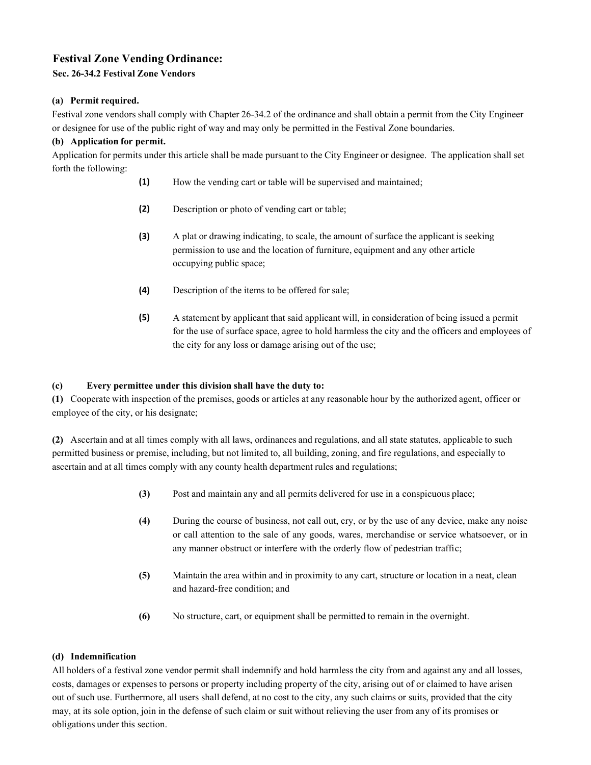## Festival Zone Vending Ordinance:

**Sec. 26-34.2 Festival Zone Vendors**

**(a) Permit required.**

Festival zone vendors shall comply with Chapter 26-34.2 of the ordinance and shall obtain a permit from the City Engineer or designee for use of the public right of way and may only be permitted in the Festival Zone boundaries.

**(b) Application for permit.**

Application for permits under this article shall be made pursuant to the City Engineer or designee. The application shall set forth the following:

**(1)** How the vending cart or table will be supervised and maintained;

**(2)** Description or photo of vending cart or table;

**(3)** A plat or drawing indicating, to scale, the amount of surface the applicant is seeking permission to use and the location of furniture, equipment and any other article occupying public space;

**(4)** Description of the items to be offered for sale;

**(5)** A statement by applicant that said applicant will, in consideration of being issued a permit for the use of surface space, agree to hold harmless the city and the officers and employees of the city for any loss or damage arising out of the use;

**(c) Every permittee under this division shall have the duty to:**

**(1)** Cooperate with inspection of the premises, goods or articles at any reasonable hour by the authorized agent, officer or employee of the city, or his designate;

**(2)** Ascertain and at all times comply with all laws, ordinances and regulations, and all state statutes, applicable to such permitted business or premise, including, but not limited to, all building, zoning, and fire regulations, and especially to ascertain and at all times comply with any county health department rules and regulations;

**(3)** Post and maintain any and all permits delivered for use in a conspicuous place;

**(4)** During the course of business, not call out, cry, or by the use of any device, make any noise or call attention to the sale of any goods, wares, merchandise or service whatsoever, or in any manner obstruct or interfere with the orderly flow of pedestrian traffic;

**(5)** Maintain the area within and in proximity to any cart, structure or location in a neat, clean and hazard-free condition; and

**(6)** No structure, cart, or equipment shall be permitted to remain in the overnight.

**(d) Indemnification**

All holders of a festival zone vendor permit shall indemnify and hold harmless the city from and against any and all losses, costs, damages or expenses to persons or property including property of the city, arising out of or claimed to have arisen out of such use. Furthermore, all users shall defend, at no cost to the city, any such claims or suits, provided that the city may, at its sole option, join in the defense of such claim or suit without relieving the user from any of its promises or obligations under this section.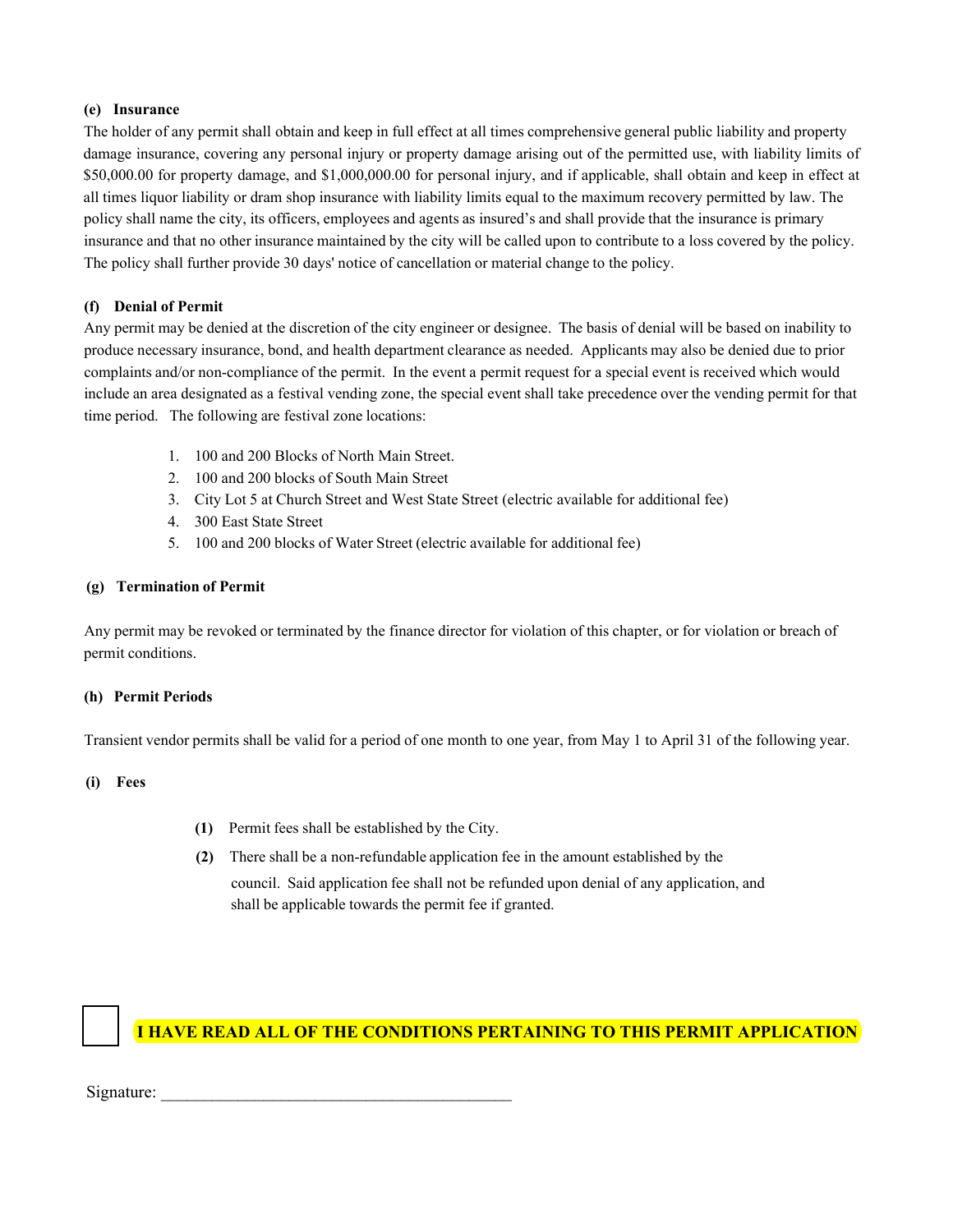**(e) Insurance**

The holder of any permit shall obtain and keep in full effect at all times comprehensive general public liability and property damage insurance, covering any personal injury or property damage arising out of the permitted use, with liability limits of $50,000.00 for property damage, and $1,000,000.00 for personal injury, and if applicable, shall obtain and keep in effect at all times liquor liability or dram shop insurance with liability limits equal to the maximum recovery permitted by law. The policy shall name the city, its officers, employees and agents as insured's and shall provide that the insurance is primary insurance and that no other insurance maintained by the city will be called upon to contribute to a loss covered by the policy. The policy shall further provide 30 days' notice of cancellation or material change to the policy.

**(f) Denial of Permit**

Any permit may be denied at the discretion of the city engineer or designee. The basis of denial will be based on inability to produce necessary insurance, bond, and health department clearance as needed. Applicants may also be denied due to prior complaints and/or non-compliance of the permit. In the event a permit request for a special event is received which would include an area designated as a festival vending zone, the special event shall take precedence over the vending permit for that time period. The following are festival zone locations:

1. 100 and 200 Blocks of North Main Street.
2. 100 and 200 blocks of South Main Street
3. City Lot 5 at Church Street and West State Street (electric available for additional fee)
4. 300 East State Street
5. 100 and 200 blocks of Water Street (electric available for additional fee)

**(g) Termination of Permit**

Any permit may be revoked or terminated by the finance director for violation of this chapter, or for violation or breach of permit conditions.

**(h) Permit Periods**

Transient vendor permits shall be valid for a period of one month to one year, from May 1 to April 31 of the following year.

**(i) Fees**

**(1)** Permit fees shall be established by the City.

**(2)** There shall be a non-refundable application fee in the amount established by the council. Said application fee shall not be refunded upon denial of any application, and shall be applicable towards the permit fee if granted.

☐ **I HAVE READ ALL OF THE CONDITIONS PERTAINING TO THIS PERMIT APPLICATION**

Signature: ________________________________________